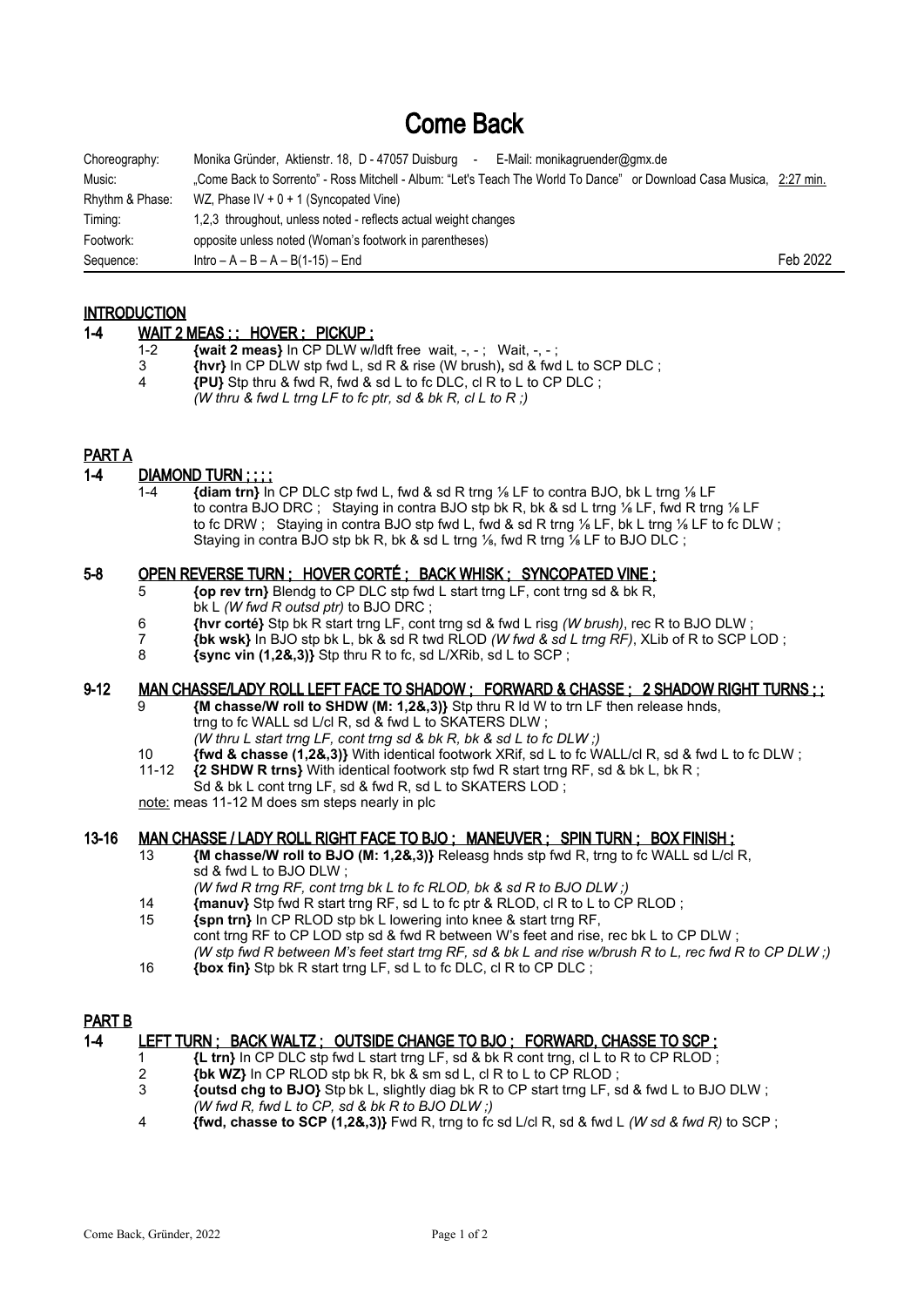# Come Back

| | | |
|---|---|---|
| Choreography: | Monika Gründer, Aktienstr. 18, D - 47057 Duisburg - E-Mail: monikagruender@gmx.de | |
| Music: | „Come Back to Sorrento" - Ross Mitchell - Album: "Let's Teach The World To Dance" or Download Casa Musica, 2:27 min. | |
| Rhythm & Phase: | WZ, Phase IV + 0 + 1 (Syncopated Vine) | |
| Timing: | 1,2,3 throughout, unless noted - reflects actual weight changes | |
| Footwork: | opposite unless noted (Woman's footwork in parentheses) | |
| Sequence: | Intro – A – B – A – B(1-15) – End | Feb 2022 |

## INTRODUCTION

### 1-4 WAIT 2 MEAS ; ; HOVER ; PICKUP ;

1-2 **{wait 2 meas}** In CP DLW w/ldft free wait, -, - ; Wait, -, - ;
3 **{hvr}** In CP DLW stp fwd L, sd R & rise (W brush), sd & fwd L to SCP DLC ;
4 **{PU}** Stp thru & fwd R, fwd & sd L to fc DLC, cl R to L to CP DLC ;
*(W thru & fwd L trng LF to fc ptr, sd & bk R, cl L to R ;)*

## PART A

### 1-4 DIAMOND TURN ; ; ; ;

1-4 **{diam trn}** In CP DLC stp fwd L, fwd & sd R trng ⅛ LF to contra BJO, bk L trng ⅛ LF to contra BJO DRC ; Staying in contra BJO stp bk R, bk & sd L trng ⅛ LF, fwd R trng ⅛ LF to fc DRW ; Staying in contra BJO stp fwd L, fwd & sd R trng ⅛ LF, bk L trng ⅛ LF to fc DLW ; Staying in contra BJO stp bk R, bk & sd L trng ⅛, fwd R trng ⅛ LF to BJO DLC ;

### 5-8 OPEN REVERSE TURN ; HOVER CORTÉ ; BACK WHISK ; SYNCOPATED VINE ;

5 **{op rev trn}** Blendg to CP DLC stp fwd L start trng LF, cont trng sd & bk R, bk L *(W fwd R outsd ptr)* to BJO DRC ;
6 **{hvr corté}** Stp bk R start trng LF, cont trng sd & fwd L risg *(W brush)*, rec R to BJO DLW ;
7 **{bk wsk}** In BJO stp bk L, bk & sd R twd RLOD *(W fwd & sd L trng RF)*, XLib of R to SCP LOD ;
8 **{sync vin (1,2&,3)}** Stp thru R to fc, sd L/XRib, sd L to SCP ;

### 9-12 MAN CHASSE/LADY ROLL LEFT FACE TO SHADOW ; FORWARD & CHASSE ; 2 SHADOW RIGHT TURNS ; ;

9 **{M chasse/W roll to SHDW (M: 1,2&,3)}** Stp thru R ld W to trn LF then release hnds, trng to fc WALL sd L/cl R, sd & fwd L to SKATERS DLW ;
*(W thru L start trng LF, cont trng sd & bk R, bk & sd L to fc DLW ;)*
10 **{fwd & chasse (1,2&,3)}** With identical footwork XRif, sd L to fc WALL/cl R, sd & fwd L to fc DLW ;
11-12 **{2 SHDW R trns}** With identical footwork stp fwd R start trng RF, sd & bk L, bk R ; Sd & bk L cont trng LF, sd & fwd R, sd L to SKATERS LOD ;
note: meas 11-12 M does sm steps nearly in plc

### 13-16 MAN CHASSE / LADY ROLL RIGHT FACE TO BJO ; MANEUVER ; SPIN TURN ; BOX FINISH ;

13 **{M chasse/W roll to BJO (M: 1,2&,3)}** Releasg hnds stp fwd R, trng to fc WALL sd L/cl R, sd & fwd L to BJO DLW ;
*(W fwd R trng RF, cont trng bk L to fc RLOD, bk & sd R to BJO DLW ;)*
14 **{manuv}** Stp fwd R start trng RF, sd L to fc ptr & RLOD, cl R to L to CP RLOD ;
15 **{spn trn}** In CP RLOD stp bk L lowering into knee & start trng RF, cont trng RF to CP LOD stp sd & fwd R between W's feet and rise, rec bk L to CP DLW ;
*(W stp fwd R between M's feet start trng RF, sd & bk L and rise w/brush R to L, rec fwd R to CP DLW ;)*
16 **{box fin}** Stp bk R start trng LF, sd L to fc DLC, cl R to CP DLC ;

## PART B

### 1-4 LEFT TURN ; BACK WALTZ ; OUTSIDE CHANGE TO BJO ; FORWARD, CHASSE TO SCP ;

1 **{L trn}** In CP DLC stp fwd L start trng LF, sd & bk R cont trng, cl L to R to CP RLOD ;
2 **{bk WZ}** In CP RLOD stp bk R, bk & sm sd L, cl R to L to CP RLOD ;
3 **{outsd chg to BJO}** Stp bk L, slightly diag bk R to CP start trng LF, sd & fwd L to BJO DLW ;
*(W fwd R, fwd L to CP, sd & bk R to BJO DLW ;)*
4 **{fwd, chasse to SCP (1,2&,3)}** Fwd R, trng to fc sd L/cl R, sd & fwd L *(W sd & fwd R)* to SCP ;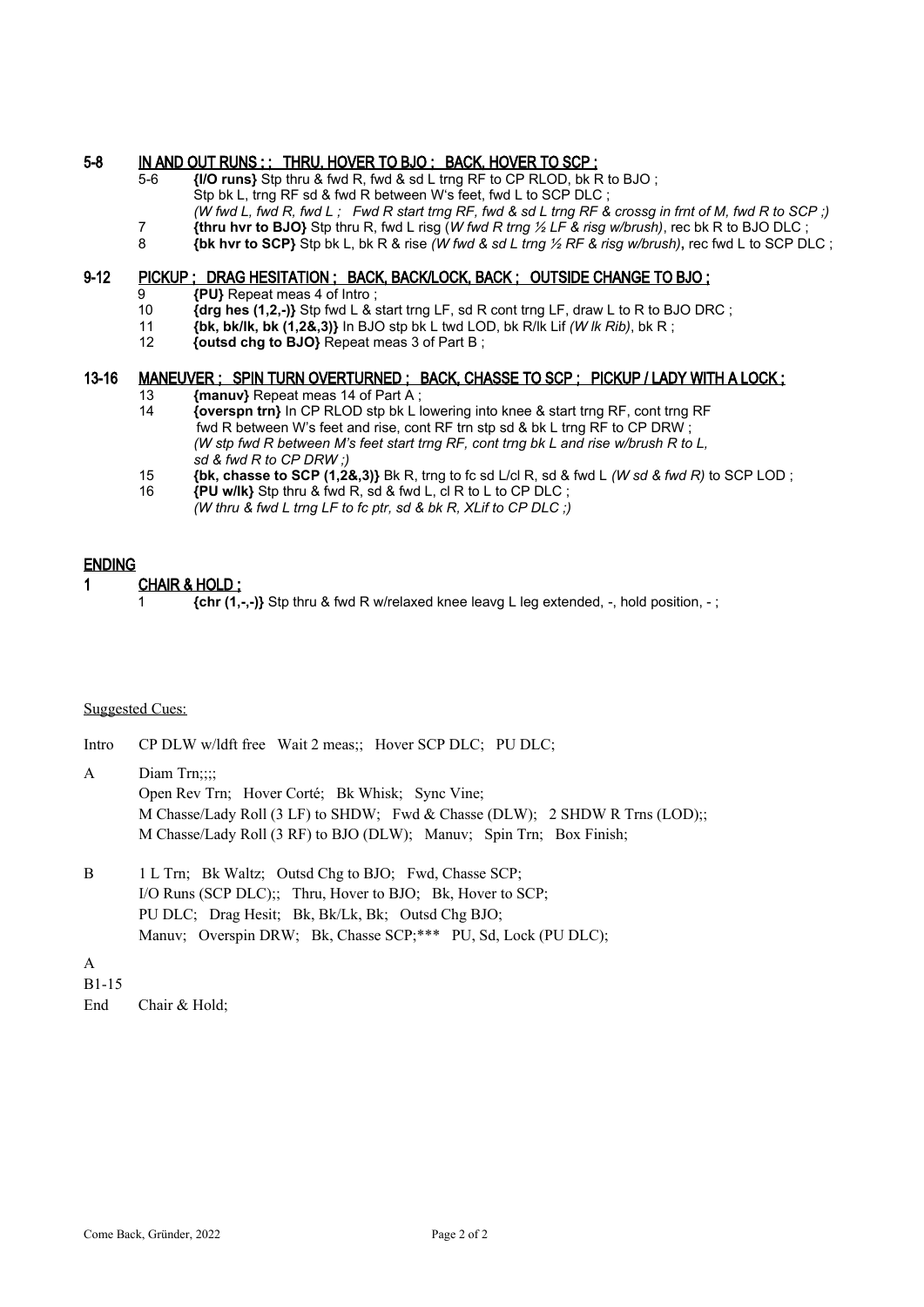## 5-8 IN AND OUT RUNS ; ; THRU, HOVER TO BJO ; BACK, HOVER TO SCP ;

5-6 **{I/O runs}** Stp thru & fwd R, fwd & sd L trng RF to CP RLOD, bk R to BJO ;
Stp bk L, trng RF sd & fwd R between W's feet, fwd L to SCP DLC ;
*(W fwd L, fwd R, fwd L ; Fwd R start trng RF, fwd & sd L trng RF & crossg in frnt of M, fwd R to SCP ;)*

7 **{thru hvr to BJO}** Stp thru R, fwd L risg (*W fwd R trng ½ LF & risg w/brush)*, rec bk R to BJO DLC ;

8 **{bk hvr to SCP}** Stp bk L, bk R & rise *(W fwd & sd L trng ½ RF & risg w/brush)***,** rec fwd L to SCP DLC ;

## 9-12 PICKUP ; DRAG HESITATION ; BACK, BACK/LOCK, BACK ; OUTSIDE CHANGE TO BJO ;

9 **{PU}** Repeat meas 4 of Intro ;

10 **{drg hes (1,2,-)}** Stp fwd L & start trng LF, sd R cont trng LF, draw L to R to BJO DRC ;

11 **{bk, bk/lk, bk (1,2&,3)}** In BJO stp bk L twd LOD, bk R/lk Lif *(W lk Rib)*, bk R ;

12 **{outsd chg to BJO}** Repeat meas 3 of Part B ;

## 13-16 MANEUVER ; SPIN TURN OVERTURNED ; BACK, CHASSE TO SCP ; PICKUP / LADY WITH A LOCK ;

13 **{manuv}** Repeat meas 14 of Part A ;

14 **{overspn trn}** In CP RLOD stp bk L lowering into knee & start trng RF, cont trng RF fwd R between W's feet and rise, cont RF trn stp sd & bk L trng RF to CP DRW ;
*(W stp fwd R between M's feet start trng RF, cont trng bk L and rise w/brush R to L, sd & fwd R to CP DRW ;)*

15 **{bk, chasse to SCP (1,2&,3)}** Bk R, trng to fc sd L/cl R, sd & fwd L *(W sd & fwd R)* to SCP LOD ;

16 **{PU w/lk}** Stp thru & fwd R, sd & fwd L, cl R to L to CP DLC ;
*(W thru & fwd L trng LF to fc ptr, sd & bk R, XLif to CP DLC ;)*

## ENDING

## 1 CHAIR & HOLD ;

1 **{chr (1,-,-)}** Stp thru & fwd R w/relaxed knee leavg L leg extended, -, hold position, - ;

Suggested Cues:

Intro CP DLW w/ldft free Wait 2 meas;; Hover SCP DLC; PU DLC;

A Diam Trn;;;;
Open Rev Trn; Hover Corté; Bk Whisk; Sync Vine;
M Chasse/Lady Roll (3 LF) to SHDW; Fwd & Chasse (DLW); 2 SHDW R Trns (LOD);;
M Chasse/Lady Roll (3 RF) to BJO (DLW); Manuv; Spin Trn; Box Finish;

B 1 L Trn; Bk Waltz; Outsd Chg to BJO; Fwd, Chasse SCP;
I/O Runs (SCP DLC);; Thru, Hover to BJO; Bk, Hover to SCP;
PU DLC; Drag Hesit; Bk, Bk/Lk, Bk; Outsd Chg BJO;
Manuv; Overspin DRW; Bk, Chasse SCP;*** PU, Sd, Lock (PU DLC);

A

B1-15

End Chair & Hold;